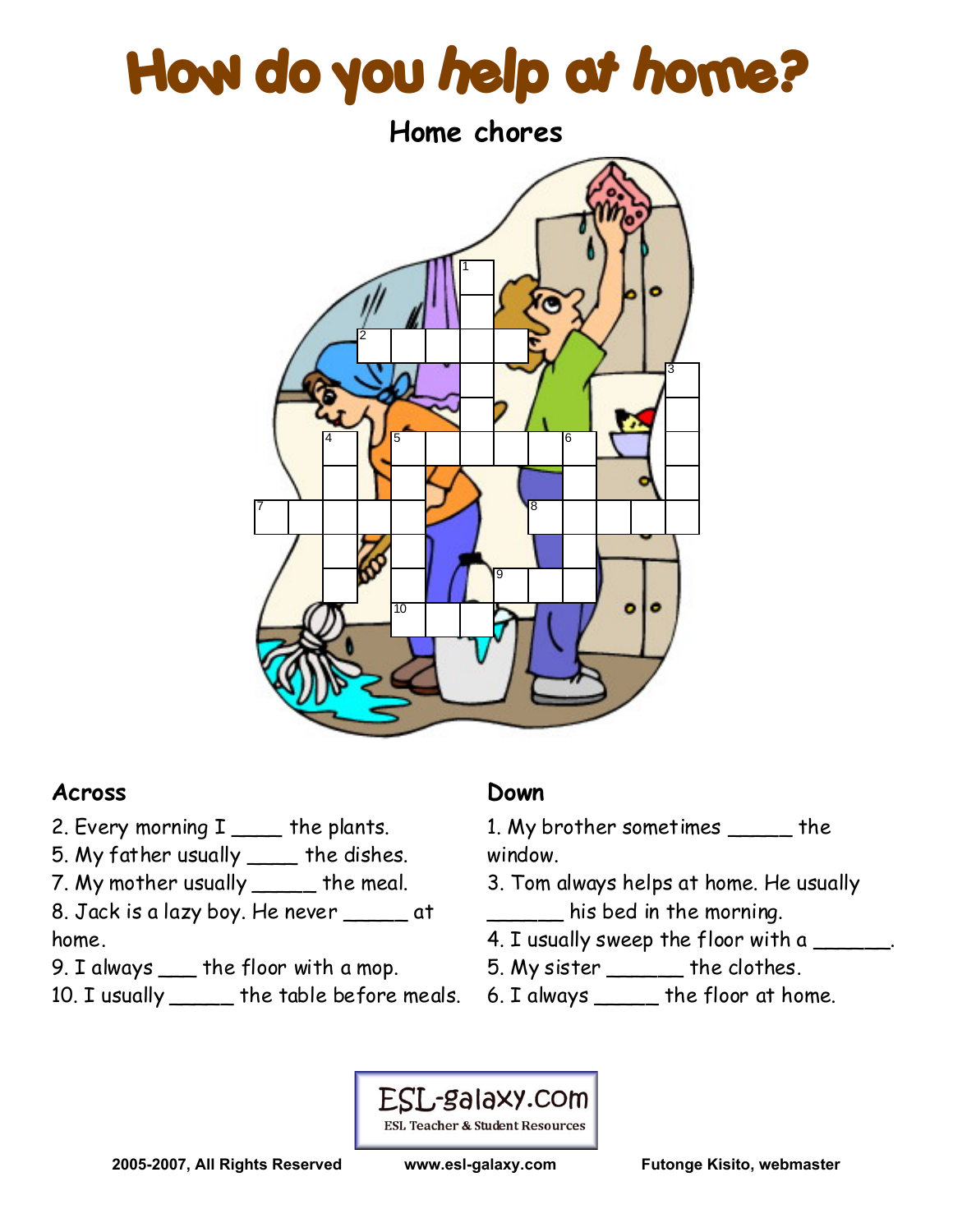# How do you *help* at *home*?

## Home chores

### Across

2. Every morning I ____ the plants.
5. My father usually ____ the dishes.
7. My mother usually _____ the meal.
8. Jack is a lazy boy. He never _____ at home.
9. I always ___ the floor with a mop.
10. I usually _____ the table before meals.

### Down

1. My brother sometimes _____ the window.
3. Tom always helps at home. He usually ______ his bed in the morning.
4. I usually sweep the floor with a ______.
5. My sister ______ the clothes.
6. I always _____ the floor at home.

ESL-galaxy.com
ESL Teacher & Student Resources

2005-2007, All Rights Reserved www.esl-galaxy.com Futonge Kisito, webmaster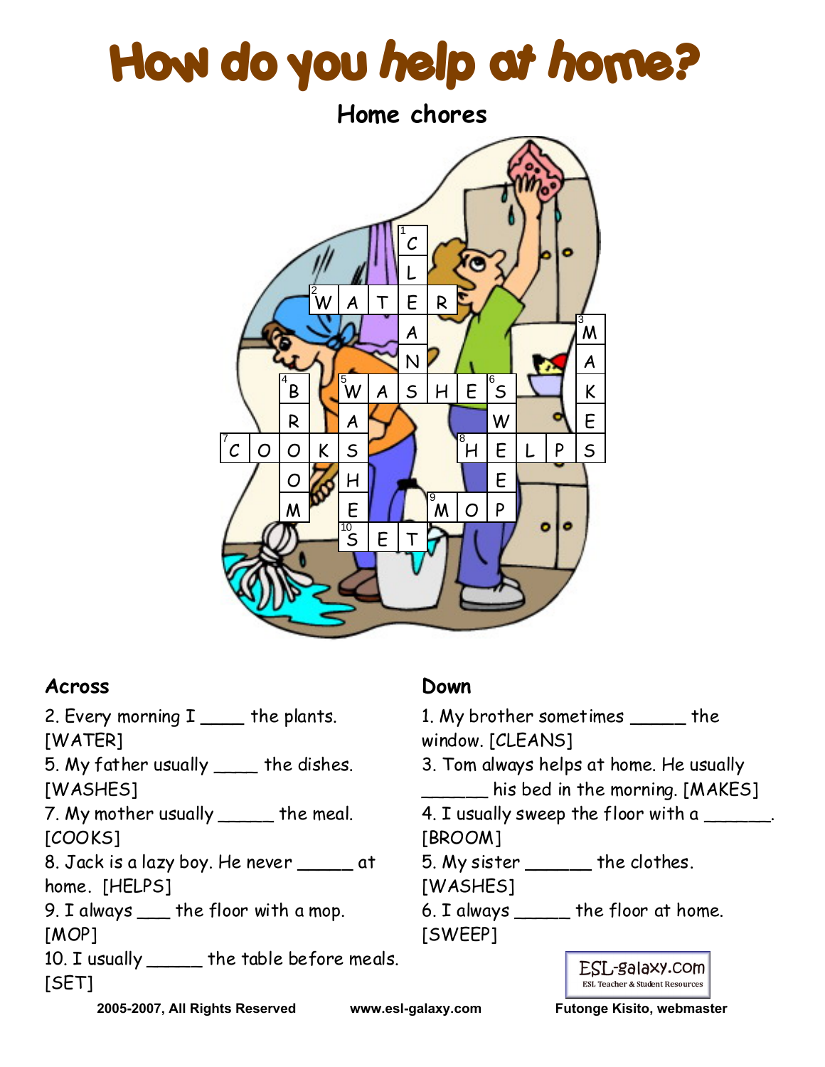# How do you *help* at *home*?

## Home chores

### Across

2. Every morning I ____ the plants. [WATER]
5. My father usually ____ the dishes. [WASHES]
7. My mother usually _____ the meal. [COOKS]
8. Jack is a lazy boy. He never _____ at home. [HELPS]
9. I always ___ the floor with a mop. [MOP]
10. I usually _____ the table before meals. [SET]

### Down

1. My brother sometimes _____ the window. [CLEANS]
3. Tom always helps at home. He usually ______ his bed in the morning. [MAKES]
4. I usually sweep the floor with a ______. [BROOM]
5. My sister ______ the clothes. [WASHES]
6. I always _____ the floor at home. [SWEEP]

ESL-galaxy.com
ESL Teacher & Student Resources

2005-2007, All Rights Reserved www.esl-galaxy.com Futonge Kisito, webmaster